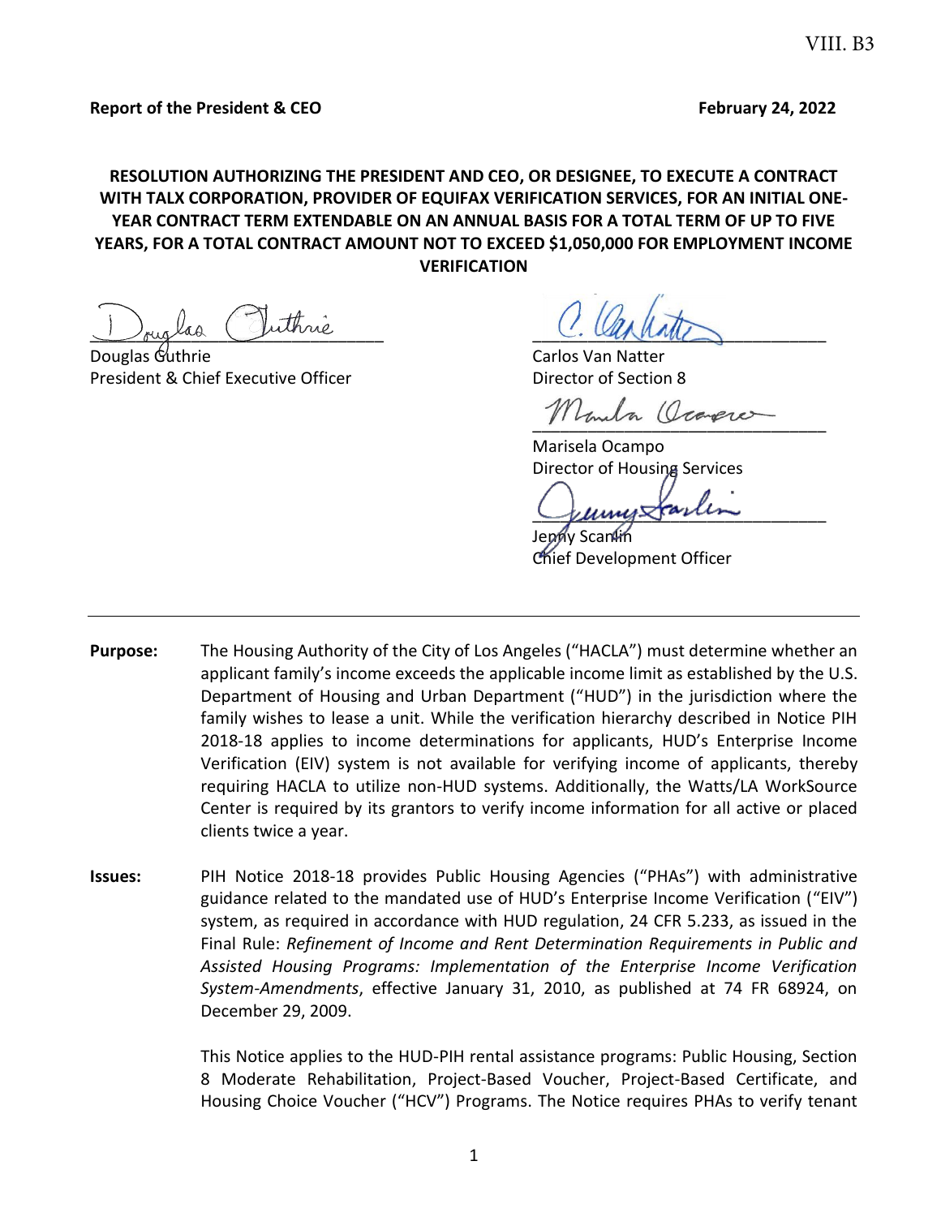**Report of the President & CEO** **February 24, 2022**

**RESOLUTION AUTHORIZING THE PRESIDENT AND CEO, OR DESIGNEE, TO EXECUTE A CONTRACT WITH TALX CORPORATION, PROVIDER OF EQUIFAX VERIFICATION SERVICES, FOR AN INITIAL ONE-YEAR CONTRACT TERM EXTENDABLE ON AN ANNUAL BASIS FOR A TOTAL TERM OF UP TO FIVE YEARS, FOR A TOTAL CONTRACT AMOUNT NOT TO EXCEED $1,050,000 FOR EMPLOYMENT INCOME VERIFICATION**

Douglas Guthrie
President & Chief Executive Officer

Carlos Van Natter
Director of Section 8

Marisela Ocampo
Director of Housing Services

Jenny Scanlin
Chief Development Officer

---

**Purpose:** The Housing Authority of the City of Los Angeles ("HACLA") must determine whether an applicant family's income exceeds the applicable income limit as established by the U.S. Department of Housing and Urban Department ("HUD") in the jurisdiction where the family wishes to lease a unit. While the verification hierarchy described in Notice PIH 2018-18 applies to income determinations for applicants, HUD's Enterprise Income Verification (EIV) system is not available for verifying income of applicants, thereby requiring HACLA to utilize non-HUD systems. Additionally, the Watts/LA WorkSource Center is required by its grantors to verify income information for all active or placed clients twice a year.

**Issues:** PIH Notice 2018-18 provides Public Housing Agencies ("PHAs") with administrative guidance related to the mandated use of HUD's Enterprise Income Verification ("EIV") system, as required in accordance with HUD regulation, 24 CFR 5.233, as issued in the Final Rule: *Refinement of Income and Rent Determination Requirements in Public and Assisted Housing Programs: Implementation of the Enterprise Income Verification System-Amendments*, effective January 31, 2010, as published at 74 FR 68924, on December 29, 2009.

This Notice applies to the HUD-PIH rental assistance programs: Public Housing, Section 8 Moderate Rehabilitation, Project-Based Voucher, Project-Based Certificate, and Housing Choice Voucher ("HCV") Programs. The Notice requires PHAs to verify tenant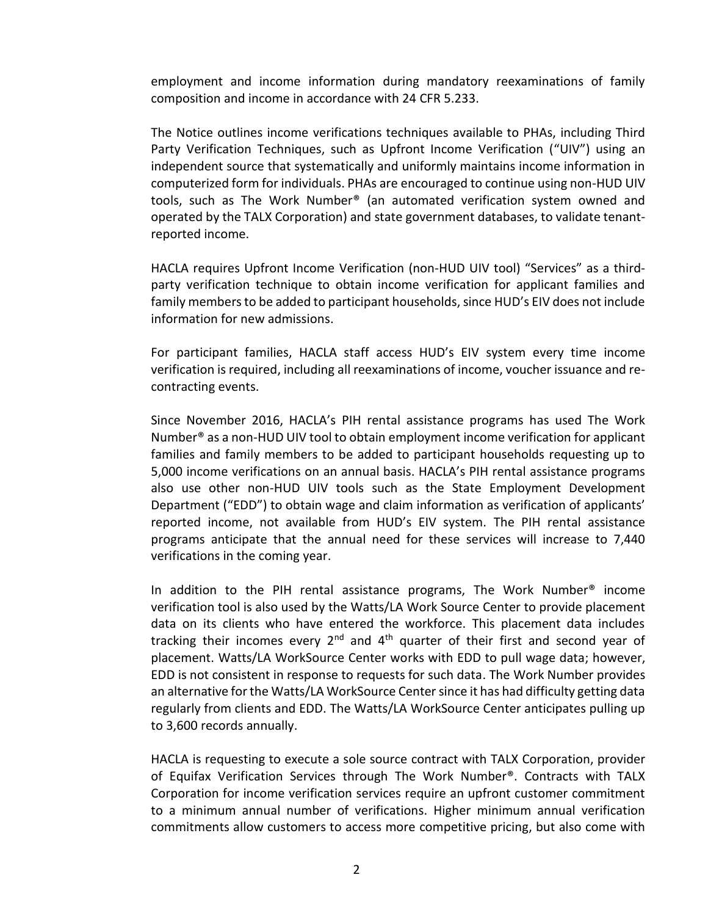employment and income information during mandatory reexaminations of family composition and income in accordance with 24 CFR 5.233.

The Notice outlines income verifications techniques available to PHAs, including Third Party Verification Techniques, such as Upfront Income Verification ("UIV") using an independent source that systematically and uniformly maintains income information in computerized form for individuals. PHAs are encouraged to continue using non-HUD UIV tools, such as The Work Number® (an automated verification system owned and operated by the TALX Corporation) and state government databases, to validate tenant-reported income.

HACLA requires Upfront Income Verification (non-HUD UIV tool) "Services" as a third-party verification technique to obtain income verification for applicant families and family members to be added to participant households, since HUD's EIV does not include information for new admissions.

For participant families, HACLA staff access HUD's EIV system every time income verification is required, including all reexaminations of income, voucher issuance and re-contracting events.

Since November 2016, HACLA's PIH rental assistance programs has used The Work Number® as a non-HUD UIV tool to obtain employment income verification for applicant families and family members to be added to participant households requesting up to 5,000 income verifications on an annual basis. HACLA's PIH rental assistance programs also use other non-HUD UIV tools such as the State Employment Development Department ("EDD") to obtain wage and claim information as verification of applicants' reported income, not available from HUD's EIV system. The PIH rental assistance programs anticipate that the annual need for these services will increase to 7,440 verifications in the coming year.

In addition to the PIH rental assistance programs, The Work Number® income verification tool is also used by the Watts/LA Work Source Center to provide placement data on its clients who have entered the workforce. This placement data includes tracking their incomes every 2nd and 4th quarter of their first and second year of placement. Watts/LA WorkSource Center works with EDD to pull wage data; however, EDD is not consistent in response to requests for such data. The Work Number provides an alternative for the Watts/LA WorkSource Center since it has had difficulty getting data regularly from clients and EDD. The Watts/LA WorkSource Center anticipates pulling up to 3,600 records annually.

HACLA is requesting to execute a sole source contract with TALX Corporation, provider of Equifax Verification Services through The Work Number®. Contracts with TALX Corporation for income verification services require an upfront customer commitment to a minimum annual number of verifications. Higher minimum annual verification commitments allow customers to access more competitive pricing, but also come with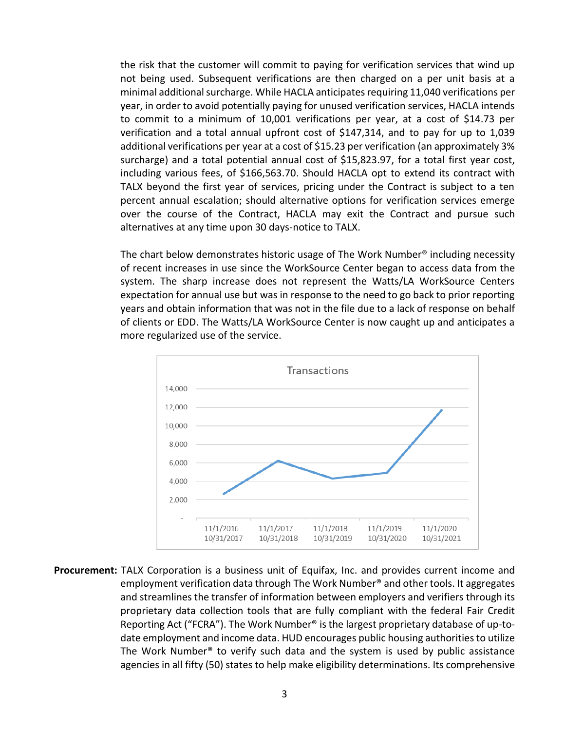the risk that the customer will commit to paying for verification services that wind up not being used. Subsequent verifications are then charged on a per unit basis at a minimal additional surcharge. While HACLA anticipates requiring 11,040 verifications per year, in order to avoid potentially paying for unused verification services, HACLA intends to commit to a minimum of 10,001 verifications per year, at a cost of $14.73 per verification and a total annual upfront cost of $147,314, and to pay for up to 1,039 additional verifications per year at a cost of $15.23 per verification (an approximately 3% surcharge) and a total potential annual cost of $15,823.97, for a total first year cost, including various fees, of $166,563.70. Should HACLA opt to extend its contract with TALX beyond the first year of services, pricing under the Contract is subject to a ten percent annual escalation; should alternative options for verification services emerge over the course of the Contract, HACLA may exit the Contract and pursue such alternatives at any time upon 30 days-notice to TALX.

The chart below demonstrates historic usage of The Work Number® including necessity of recent increases in use since the WorkSource Center began to access data from the system. The sharp increase does not represent the Watts/LA WorkSource Centers expectation for annual use but was in response to the need to go back to prior reporting years and obtain information that was not in the file due to a lack of response on behalf of clients or EDD. The Watts/LA WorkSource Center is now caught up and anticipates a more regularized use of the service.

Transactions

| Period | Transactions (approx.) |
|---|---|
| 11/1/2016 - 10/31/2017 | ~2,600 |
| 11/1/2017 - 10/31/2018 | ~6,200 |
| 11/1/2018 - 10/31/2019 | ~4,300 |
| 11/1/2019 - 10/31/2020 | ~4,900 |
| 11/1/2020 - 10/31/2021 | ~11,700 |

**Procurement:** TALX Corporation is a business unit of Equifax, Inc. and provides current income and employment verification data through The Work Number® and other tools. It aggregates and streamlines the transfer of information between employers and verifiers through its proprietary data collection tools that are fully compliant with the federal Fair Credit Reporting Act ("FCRA"). The Work Number® is the largest proprietary database of up-to-date employment and income data. HUD encourages public housing authorities to utilize The Work Number® to verify such data and the system is used by public assistance agencies in all fifty (50) states to help make eligibility determinations. Its comprehensive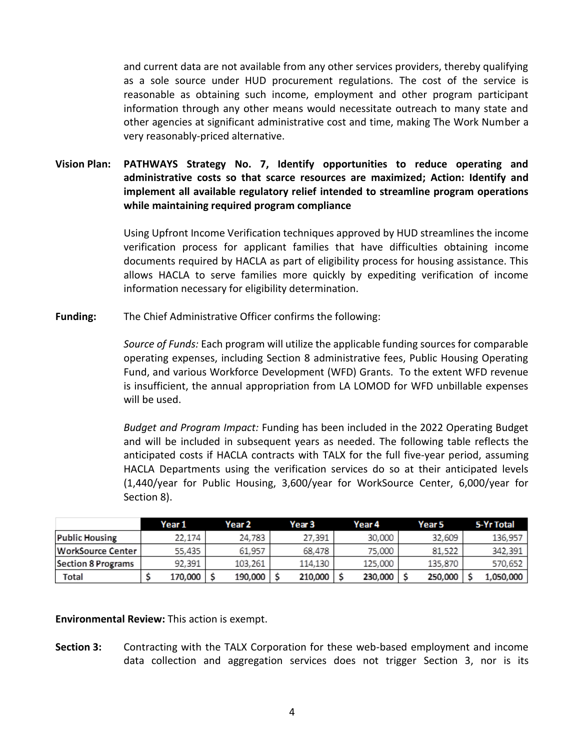and current data are not available from any other services providers, thereby qualifying as a sole source under HUD procurement regulations. The cost of the service is reasonable as obtaining such income, employment and other program participant information through any other means would necessitate outreach to many state and other agencies at significant administrative cost and time, making The Work Number a very reasonably-priced alternative.

**Vision Plan:** **PATHWAYS Strategy No. 7, Identify opportunities to reduce operating and administrative costs so that scarce resources are maximized; Action: Identify and implement all available regulatory relief intended to streamline program operations while maintaining required program compliance**

Using Upfront Income Verification techniques approved by HUD streamlines the income verification process for applicant families that have difficulties obtaining income documents required by HACLA as part of eligibility process for housing assistance. This allows HACLA to serve families more quickly by expediting verification of income information necessary for eligibility determination.

**Funding:** The Chief Administrative Officer confirms the following:

*Source of Funds:* Each program will utilize the applicable funding sources for comparable operating expenses, including Section 8 administrative fees, Public Housing Operating Fund, and various Workforce Development (WFD) Grants. To the extent WFD revenue is insufficient, the annual appropriation from LA LOMOD for WFD unbillable expenses will be used.

*Budget and Program Impact:* Funding has been included in the 2022 Operating Budget and will be included in subsequent years as needed. The following table reflects the anticipated costs if HACLA contracts with TALX for the full five-year period, assuming HACLA Departments using the verification services do so at their anticipated levels (1,440/year for Public Housing, 3,600/year for WorkSource Center, 6,000/year for Section 8).

| | Year 1 | Year 2 | Year 3 | Year 4 | Year 5 | 5-Yr Total |
|---|---|---|---|---|---|---|
| Public Housing | 22,174 | 24,783 | 27,391 | 30,000 | 32,609 | 136,957 |
| WorkSource Center | 55,435 | 61,957 | 68,478 | 75,000 | 81,522 | 342,391 |
| Section 8 Programs | 92,391 | 103,261 | 114,130 | 125,000 | 135,870 | 570,652 |
| Total | $ 170,000 | $ 190,000 | $ 210,000 | $ 230,000 | $ 250,000 | $ 1,050,000 |

**Environmental Review:** This action is exempt.

**Section 3:** Contracting with the TALX Corporation for these web-based employment and income data collection and aggregation services does not trigger Section 3, nor is its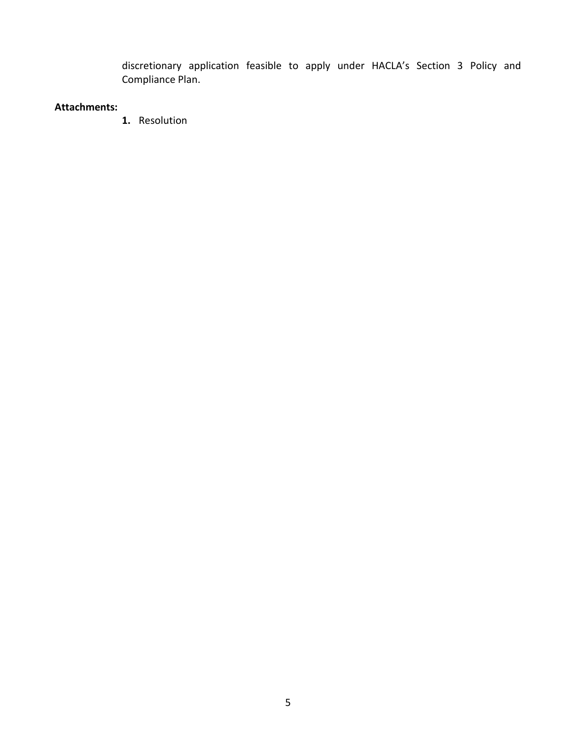discretionary application feasible to apply under HACLA's Section 3 Policy and Compliance Plan.

**Attachments:**

1. Resolution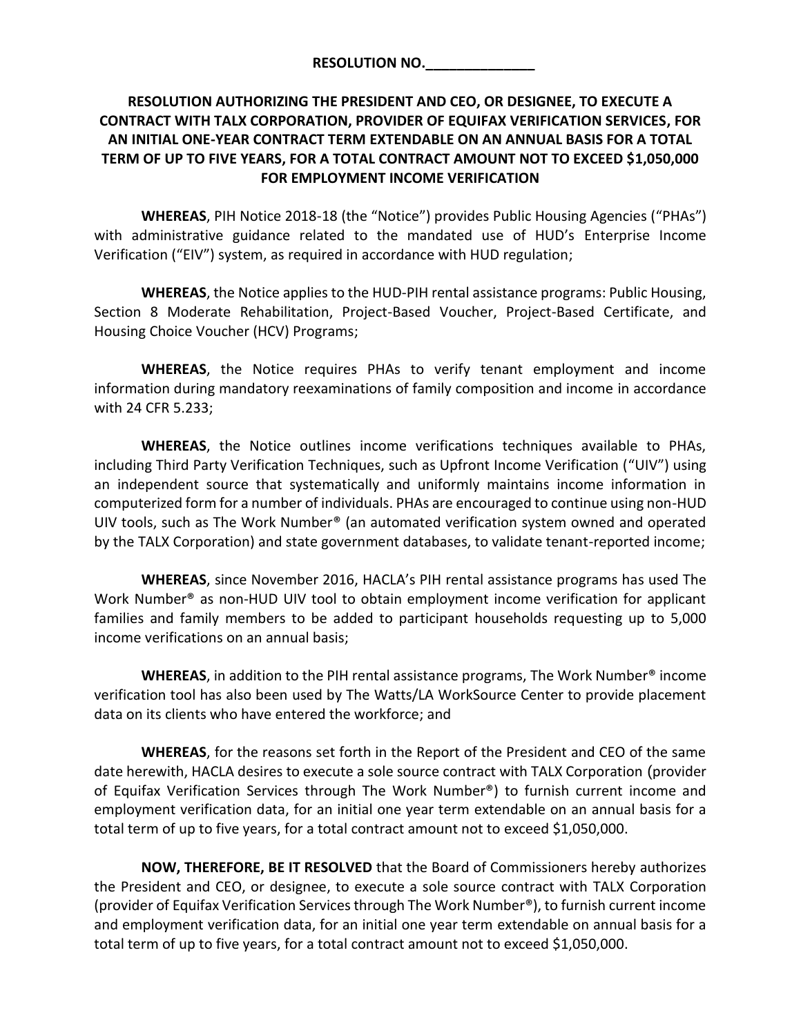**RESOLUTION NO.______________**

**RESOLUTION AUTHORIZING THE PRESIDENT AND CEO, OR DESIGNEE, TO EXECUTE A CONTRACT WITH TALX CORPORATION, PROVIDER OF EQUIFAX VERIFICATION SERVICES, FOR AN INITIAL ONE-YEAR CONTRACT TERM EXTENDABLE ON AN ANNUAL BASIS FOR A TOTAL TERM OF UP TO FIVE YEARS, FOR A TOTAL CONTRACT AMOUNT NOT TO EXCEED $1,050,000 FOR EMPLOYMENT INCOME VERIFICATION**

**WHEREAS**, PIH Notice 2018-18 (the "Notice") provides Public Housing Agencies ("PHAs") with administrative guidance related to the mandated use of HUD's Enterprise Income Verification ("EIV") system, as required in accordance with HUD regulation;

**WHEREAS**, the Notice applies to the HUD-PIH rental assistance programs: Public Housing, Section 8 Moderate Rehabilitation, Project-Based Voucher, Project-Based Certificate, and Housing Choice Voucher (HCV) Programs;

**WHEREAS**, the Notice requires PHAs to verify tenant employment and income information during mandatory reexaminations of family composition and income in accordance with 24 CFR 5.233;

**WHEREAS**, the Notice outlines income verifications techniques available to PHAs, including Third Party Verification Techniques, such as Upfront Income Verification ("UIV") using an independent source that systematically and uniformly maintains income information in computerized form for a number of individuals. PHAs are encouraged to continue using non-HUD UIV tools, such as The Work Number® (an automated verification system owned and operated by the TALX Corporation) and state government databases, to validate tenant-reported income;

**WHEREAS**, since November 2016, HACLA's PIH rental assistance programs has used The Work Number® as non-HUD UIV tool to obtain employment income verification for applicant families and family members to be added to participant households requesting up to 5,000 income verifications on an annual basis;

**WHEREAS**, in addition to the PIH rental assistance programs, The Work Number® income verification tool has also been used by The Watts/LA WorkSource Center to provide placement data on its clients who have entered the workforce; and

**WHEREAS**, for the reasons set forth in the Report of the President and CEO of the same date herewith, HACLA desires to execute a sole source contract with TALX Corporation (provider of Equifax Verification Services through The Work Number®) to furnish current income and employment verification data, for an initial one year term extendable on an annual basis for a total term of up to five years, for a total contract amount not to exceed $1,050,000.

**NOW, THEREFORE, BE IT RESOLVED** that the Board of Commissioners hereby authorizes the President and CEO, or designee, to execute a sole source contract with TALX Corporation (provider of Equifax Verification Services through The Work Number®), to furnish current income and employment verification data, for an initial one year term extendable on annual basis for a total term of up to five years, for a total contract amount not to exceed $1,050,000.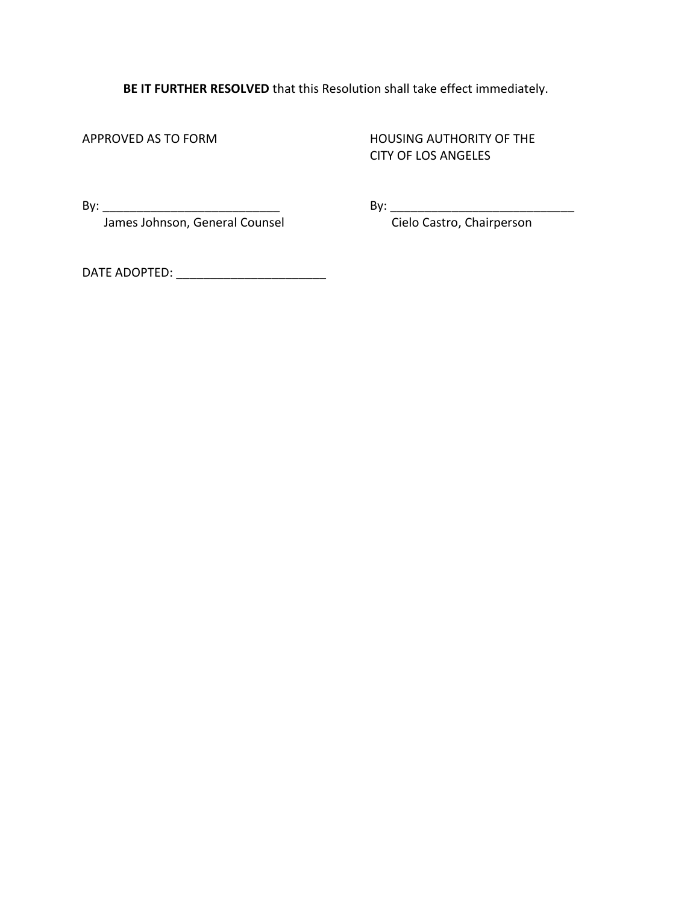**BE IT FURTHER RESOLVED** that this Resolution shall take effect immediately.

APPROVED AS TO FORM

By: ___________________________
James Johnson, General Counsel

HOUSING AUTHORITY OF THE
CITY OF LOS ANGELES

By: ____________________________
Cielo Castro, Chairperson

DATE ADOPTED: ______________________